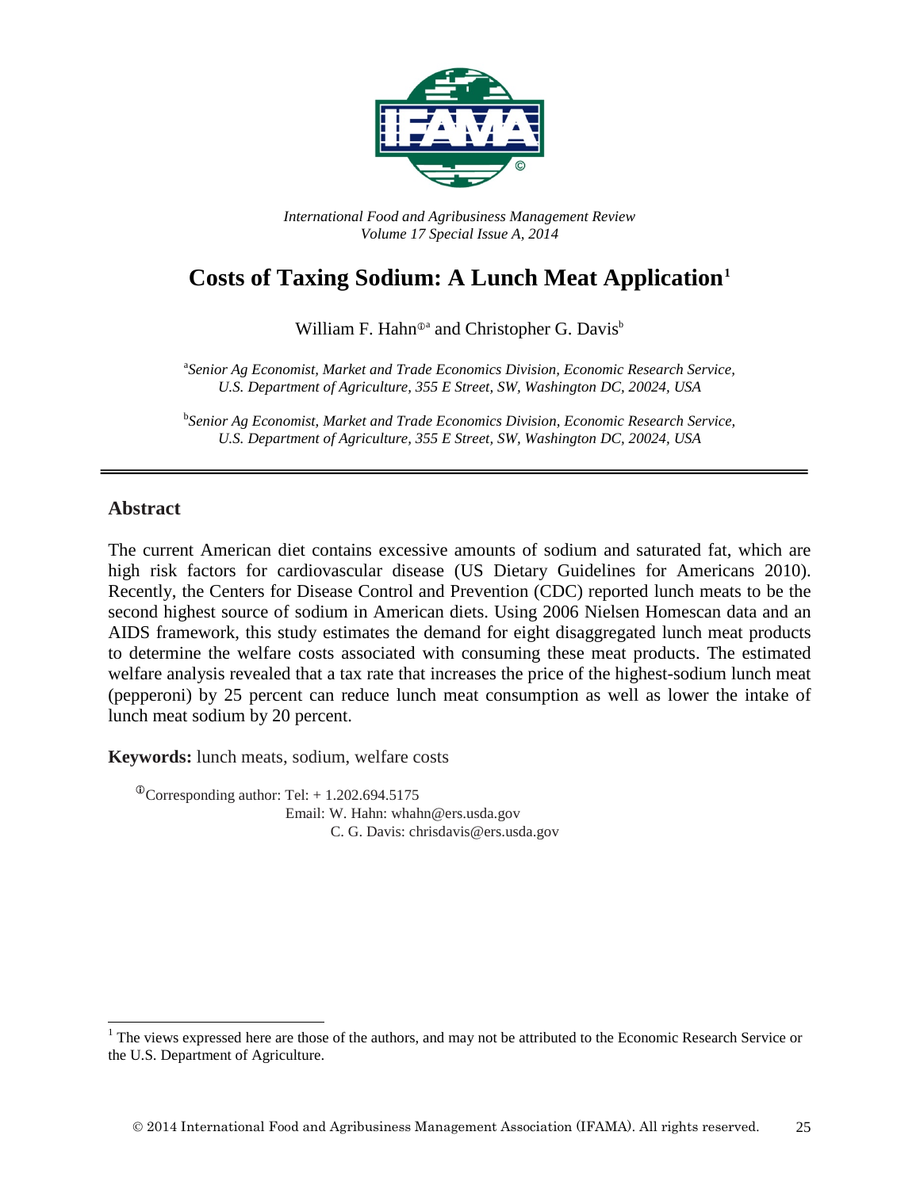*International Food and Agribusiness Management Review*
*Volume 17 Special Issue A, 2014*

# Costs of Taxing Sodium: A Lunch Meat Application[1]

William F. Hahn[ⓘa] and Christopher G. Davis[b]

[a] *Senior Ag Economist, Market and Trade Economics Division, Economic Research Service, U.S. Department of Agriculture, 355 E Street, SW, Washington DC, 20024, USA*

[b] *Senior Ag Economist, Market and Trade Economics Division, Economic Research Service, U.S. Department of Agriculture, 355 E Street, SW, Washington DC, 20024, USA*

---

## Abstract

The current American diet contains excessive amounts of sodium and saturated fat, which are high risk factors for cardiovascular disease (US Dietary Guidelines for Americans 2010). Recently, the Centers for Disease Control and Prevention (CDC) reported lunch meats to be the second highest source of sodium in American diets. Using 2006 Nielsen Homescan data and an AIDS framework, this study estimates the demand for eight disaggregated lunch meat products to determine the welfare costs associated with consuming these meat products. The estimated welfare analysis revealed that a tax rate that increases the price of the highest-sodium lunch meat (pepperoni) by 25 percent can reduce lunch meat consumption as well as lower the intake of lunch meat sodium by 20 percent.

**Keywords:** lunch meats, sodium, welfare costs

ⓘCorresponding author: Tel: + 1.202.694.5175
Email: W. Hahn: whahn@ers.usda.gov
C. G. Davis: chrisdavis@ers.usda.gov

[1] The views expressed here are those of the authors, and may not be attributed to the Economic Research Service or the U.S. Department of Agriculture.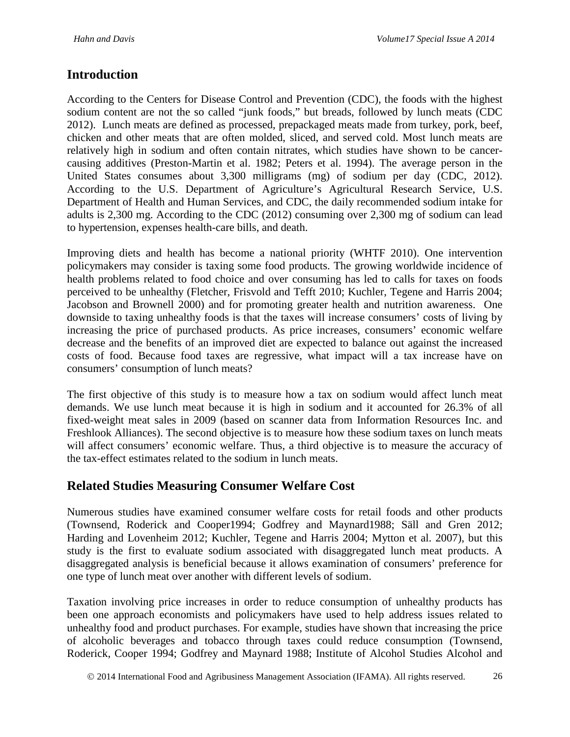## Introduction

According to the Centers for Disease Control and Prevention (CDC), the foods with the highest sodium content are not the so called "junk foods," but breads, followed by lunch meats (CDC 2012). Lunch meats are defined as processed, prepackaged meats made from turkey, pork, beef, chicken and other meats that are often molded, sliced, and served cold. Most lunch meats are relatively high in sodium and often contain nitrates, which studies have shown to be cancer-causing additives (Preston-Martin et al. 1982; Peters et al. 1994). The average person in the United States consumes about 3,300 milligrams (mg) of sodium per day (CDC, 2012). According to the U.S. Department of Agriculture's Agricultural Research Service, U.S. Department of Health and Human Services, and CDC, the daily recommended sodium intake for adults is 2,300 mg. According to the CDC (2012) consuming over 2,300 mg of sodium can lead to hypertension, expenses health-care bills, and death.

Improving diets and health has become a national priority (WHTF 2010). One intervention policymakers may consider is taxing some food products. The growing worldwide incidence of health problems related to food choice and over consuming has led to calls for taxes on foods perceived to be unhealthy (Fletcher, Frisvold and Tefft 2010; Kuchler, Tegene and Harris 2004; Jacobson and Brownell 2000) and for promoting greater health and nutrition awareness. One downside to taxing unhealthy foods is that the taxes will increase consumers' costs of living by increasing the price of purchased products. As price increases, consumers' economic welfare decrease and the benefits of an improved diet are expected to balance out against the increased costs of food. Because food taxes are regressive, what impact will a tax increase have on consumers' consumption of lunch meats?

The first objective of this study is to measure how a tax on sodium would affect lunch meat demands. We use lunch meat because it is high in sodium and it accounted for 26.3% of all fixed-weight meat sales in 2009 (based on scanner data from Information Resources Inc. and Freshlook Alliances). The second objective is to measure how these sodium taxes on lunch meats will affect consumers' economic welfare. Thus, a third objective is to measure the accuracy of the tax-effect estimates related to the sodium in lunch meats.

## Related Studies Measuring Consumer Welfare Cost

Numerous studies have examined consumer welfare costs for retail foods and other products (Townsend, Roderick and Cooper1994; Godfrey and Maynard1988; Säll and Gren 2012; Harding and Lovenheim 2012; Kuchler, Tegene and Harris 2004; Mytton et al. 2007), but this study is the first to evaluate sodium associated with disaggregated lunch meat products. A disaggregated analysis is beneficial because it allows examination of consumers' preference for one type of lunch meat over another with different levels of sodium.

Taxation involving price increases in order to reduce consumption of unhealthy products has been one approach economists and policymakers have used to help address issues related to unhealthy food and product purchases. For example, studies have shown that increasing the price of alcoholic beverages and tobacco through taxes could reduce consumption (Townsend, Roderick, Cooper 1994; Godfrey and Maynard 1988; Institute of Alcohol Studies Alcohol and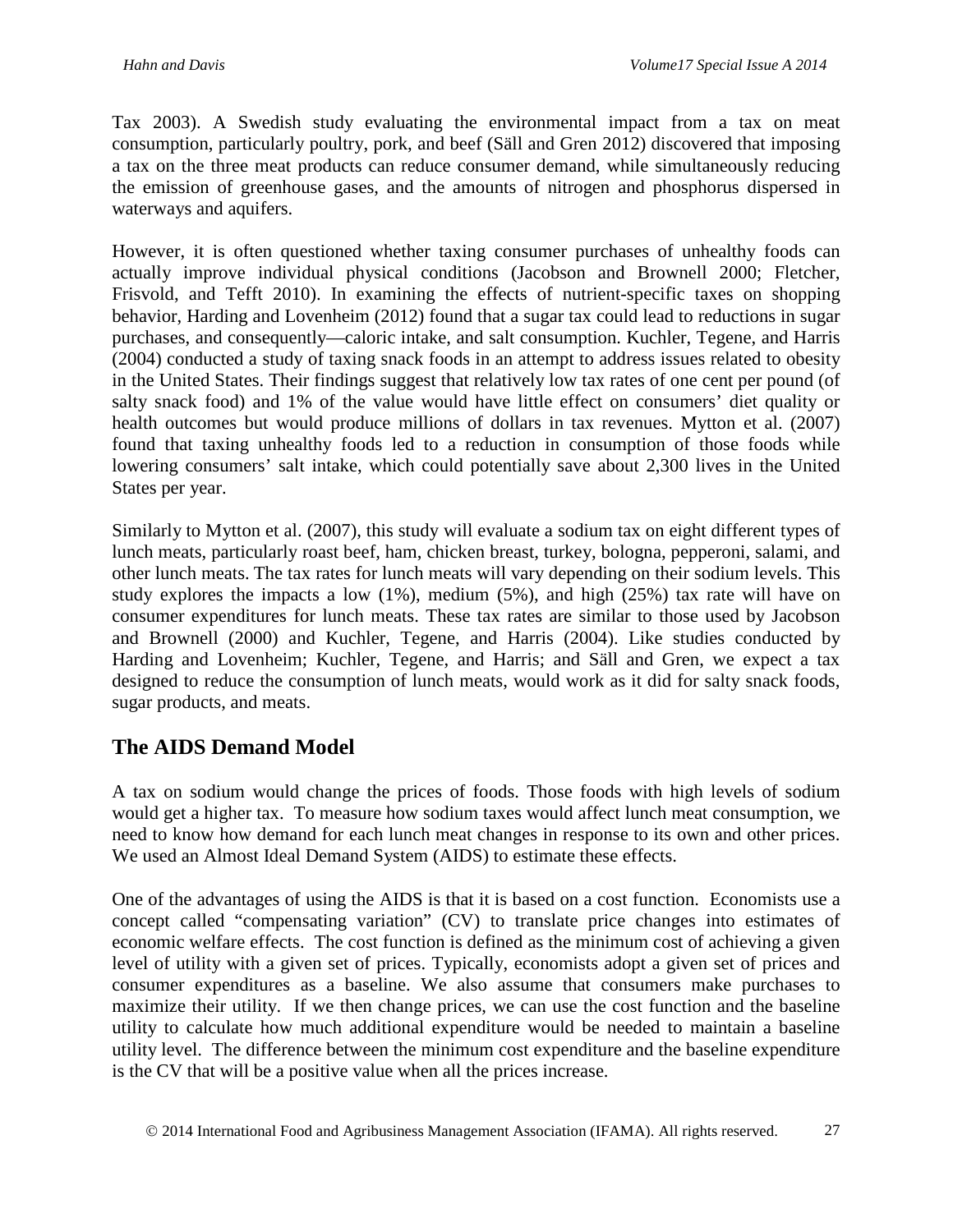Tax 2003). A Swedish study evaluating the environmental impact from a tax on meat consumption, particularly poultry, pork, and beef (Säll and Gren 2012) discovered that imposing a tax on the three meat products can reduce consumer demand, while simultaneously reducing the emission of greenhouse gases, and the amounts of nitrogen and phosphorus dispersed in waterways and aquifers.

However, it is often questioned whether taxing consumer purchases of unhealthy foods can actually improve individual physical conditions (Jacobson and Brownell 2000; Fletcher, Frisvold, and Tefft 2010). In examining the effects of nutrient-specific taxes on shopping behavior, Harding and Lovenheim (2012) found that a sugar tax could lead to reductions in sugar purchases, and consequently—caloric intake, and salt consumption. Kuchler, Tegene, and Harris (2004) conducted a study of taxing snack foods in an attempt to address issues related to obesity in the United States. Their findings suggest that relatively low tax rates of one cent per pound (of salty snack food) and 1% of the value would have little effect on consumers' diet quality or health outcomes but would produce millions of dollars in tax revenues. Mytton et al. (2007) found that taxing unhealthy foods led to a reduction in consumption of those foods while lowering consumers' salt intake, which could potentially save about 2,300 lives in the United States per year.

Similarly to Mytton et al. (2007), this study will evaluate a sodium tax on eight different types of lunch meats, particularly roast beef, ham, chicken breast, turkey, bologna, pepperoni, salami, and other lunch meats. The tax rates for lunch meats will vary depending on their sodium levels. This study explores the impacts a low (1%), medium (5%), and high (25%) tax rate will have on consumer expenditures for lunch meats. These tax rates are similar to those used by Jacobson and Brownell (2000) and Kuchler, Tegene, and Harris (2004). Like studies conducted by Harding and Lovenheim; Kuchler, Tegene, and Harris; and Säll and Gren, we expect a tax designed to reduce the consumption of lunch meats, would work as it did for salty snack foods, sugar products, and meats.

## The AIDS Demand Model

A tax on sodium would change the prices of foods. Those foods with high levels of sodium would get a higher tax. To measure how sodium taxes would affect lunch meat consumption, we need to know how demand for each lunch meat changes in response to its own and other prices. We used an Almost Ideal Demand System (AIDS) to estimate these effects.

One of the advantages of using the AIDS is that it is based on a cost function. Economists use a concept called "compensating variation" (CV) to translate price changes into estimates of economic welfare effects. The cost function is defined as the minimum cost of achieving a given level of utility with a given set of prices. Typically, economists adopt a given set of prices and consumer expenditures as a baseline. We also assume that consumers make purchases to maximize their utility. If we then change prices, we can use the cost function and the baseline utility to calculate how much additional expenditure would be needed to maintain a baseline utility level. The difference between the minimum cost expenditure and the baseline expenditure is the CV that will be a positive value when all the prices increase.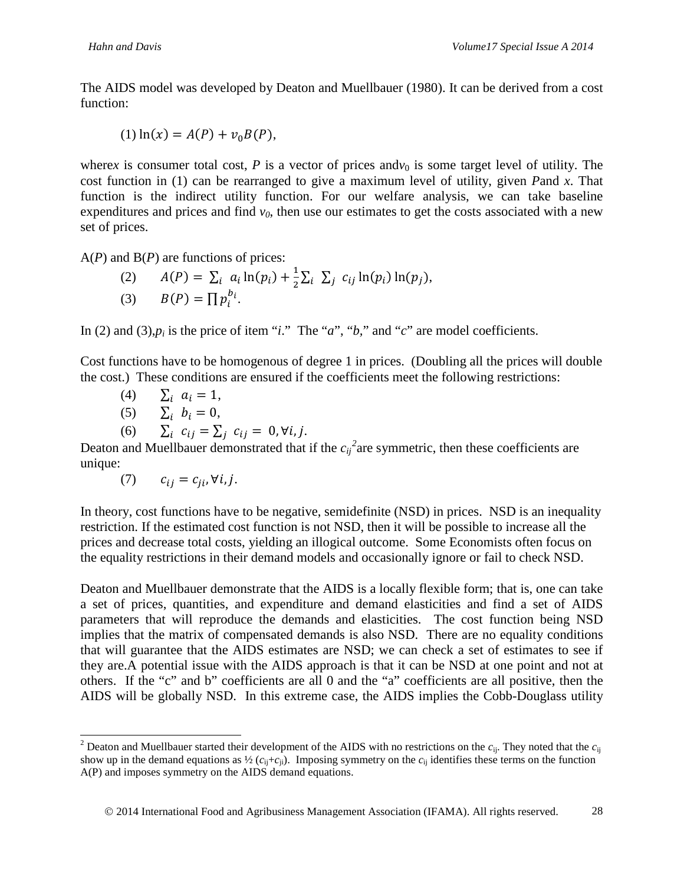The AIDS model was developed by Deaton and Muellbauer (1980). It can be derived from a cost function:

$$(1)\ \ln(x) = A(P) + v_0 B(P),$$

where $x$ is consumer total cost, $P$ is a vector of prices and $v_0$ is some target level of utility. The cost function in (1) can be rearranged to give a maximum level of utility, given $P$ and $x$. That function is the indirect utility function. For our welfare analysis, we can take baseline expenditures and prices and find $v_0$, then use our estimates to get the costs associated with a new set of prices.

A($P$) and B($P$) are functions of prices:

$$(2)\qquad A(P) = \sum_i a_i \ln(p_i) + \frac{1}{2}\sum_i \sum_j c_{ij} \ln(p_i)\ln(p_j),$$

$$(3)\qquad B(P) = \prod p_i^{b_i}.$$

In (2) and (3), $p_i$ is the price of item "$i$." The "$a$", "$b$," and "$c$" are model coefficients.

Cost functions have to be homogenous of degree 1 in prices. (Doubling all the prices will double the cost.) These conditions are ensured if the coefficients meet the following restrictions:

$$(4)\qquad \sum_i a_i = 1,$$

$$(5)\qquad \sum_i b_i = 0,$$

$$(6)\qquad \sum_i c_{ij} = \sum_j c_{ij} = 0, \forall i,j.$$

Deaton and Muellbauer demonstrated that if the $c_{ij}$[2] are symmetric, then these coefficients are unique:

$$(7)\qquad c_{ij} = c_{ji}, \forall i,j.$$

In theory, cost functions have to be negative, semidefinite (NSD) in prices. NSD is an inequality restriction. If the estimated cost function is not NSD, then it will be possible to increase all the prices and decrease total costs, yielding an illogical outcome. Some Economists often focus on the equality restrictions in their demand models and occasionally ignore or fail to check NSD.

Deaton and Muellbauer demonstrate that the AIDS is a locally flexible form; that is, one can take a set of prices, quantities, and expenditure and demand elasticities and find a set of AIDS parameters that will reproduce the demands and elasticities. The cost function being NSD implies that the matrix of compensated demands is also NSD. There are no equality conditions that will guarantee that the AIDS estimates are NSD; we can check a set of estimates to see if they are. A potential issue with the AIDS approach is that it can be NSD at one point and not at others. If the "c" and b" coefficients are all 0 and the "a" coefficients are all positive, then the AIDS will be globally NSD. In this extreme case, the AIDS implies the Cobb-Douglass utility

---

[2] Deaton and Muellbauer started their development of the AIDS with no restrictions on the $c_{ij}$. They noted that the $c_{ij}$ show up in the demand equations as ½ ($c_{ij}$+$c_{ji}$). Imposing symmetry on the $c_{ij}$ identifies these terms on the function A(P) and imposes symmetry on the AIDS demand equations.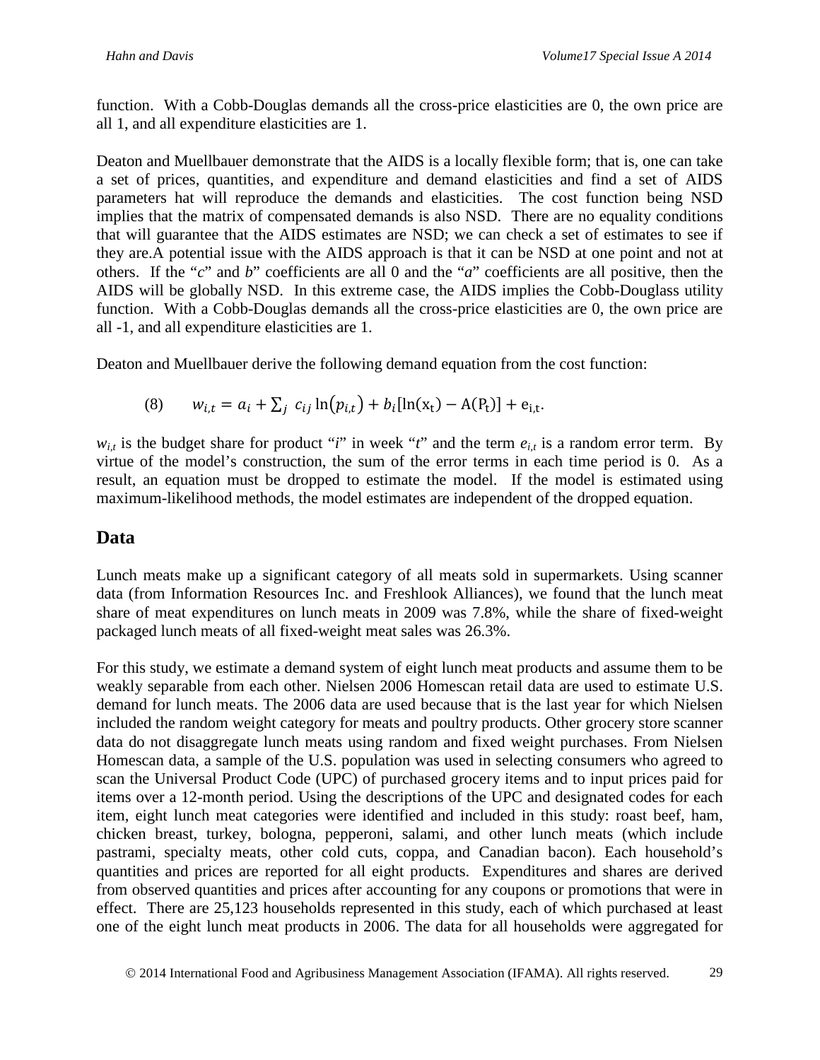function. With a Cobb-Douglas demands all the cross-price elasticities are 0, the own price are all 1, and all expenditure elasticities are 1.

Deaton and Muellbauer demonstrate that the AIDS is a locally flexible form; that is, one can take a set of prices, quantities, and expenditure and demand elasticities and find a set of AIDS parameters hat will reproduce the demands and elasticities. The cost function being NSD implies that the matrix of compensated demands is also NSD. There are no equality conditions that will guarantee that the AIDS estimates are NSD; we can check a set of estimates to see if they are.A potential issue with the AIDS approach is that it can be NSD at one point and not at others. If the "*c*" and *b*" coefficients are all 0 and the "*a*" coefficients are all positive, then the AIDS will be globally NSD. In this extreme case, the AIDS implies the Cobb-Douglass utility function. With a Cobb-Douglas demands all the cross-price elasticities are 0, the own price are all -1, and all expenditure elasticities are 1.

Deaton and Muellbauer derive the following demand equation from the cost function:

$$(8) \qquad w_{i,t} = a_i + \sum_j c_{ij} \ln(p_{i,t}) + b_i[\ln(x_t) - A(P_t)] + e_{i,t}.$$

$w_{i,t}$ is the budget share for product "*i*" in week "*t*" and the term $e_{i,t}$ is a random error term. By virtue of the model's construction, the sum of the error terms in each time period is 0. As a result, an equation must be dropped to estimate the model. If the model is estimated using maximum-likelihood methods, the model estimates are independent of the dropped equation.

## Data

Lunch meats make up a significant category of all meats sold in supermarkets. Using scanner data (from Information Resources Inc. and Freshlook Alliances), we found that the lunch meat share of meat expenditures on lunch meats in 2009 was 7.8%, while the share of fixed-weight packaged lunch meats of all fixed-weight meat sales was 26.3%.

For this study, we estimate a demand system of eight lunch meat products and assume them to be weakly separable from each other. Nielsen 2006 Homescan retail data are used to estimate U.S. demand for lunch meats. The 2006 data are used because that is the last year for which Nielsen included the random weight category for meats and poultry products. Other grocery store scanner data do not disaggregate lunch meats using random and fixed weight purchases. From Nielsen Homescan data, a sample of the U.S. population was used in selecting consumers who agreed to scan the Universal Product Code (UPC) of purchased grocery items and to input prices paid for items over a 12-month period. Using the descriptions of the UPC and designated codes for each item, eight lunch meat categories were identified and included in this study: roast beef, ham, chicken breast, turkey, bologna, pepperoni, salami, and other lunch meats (which include pastrami, specialty meats, other cold cuts, coppa, and Canadian bacon). Each household's quantities and prices are reported for all eight products. Expenditures and shares are derived from observed quantities and prices after accounting for any coupons or promotions that were in effect. There are 25,123 households represented in this study, each of which purchased at least one of the eight lunch meat products in 2006. The data for all households were aggregated for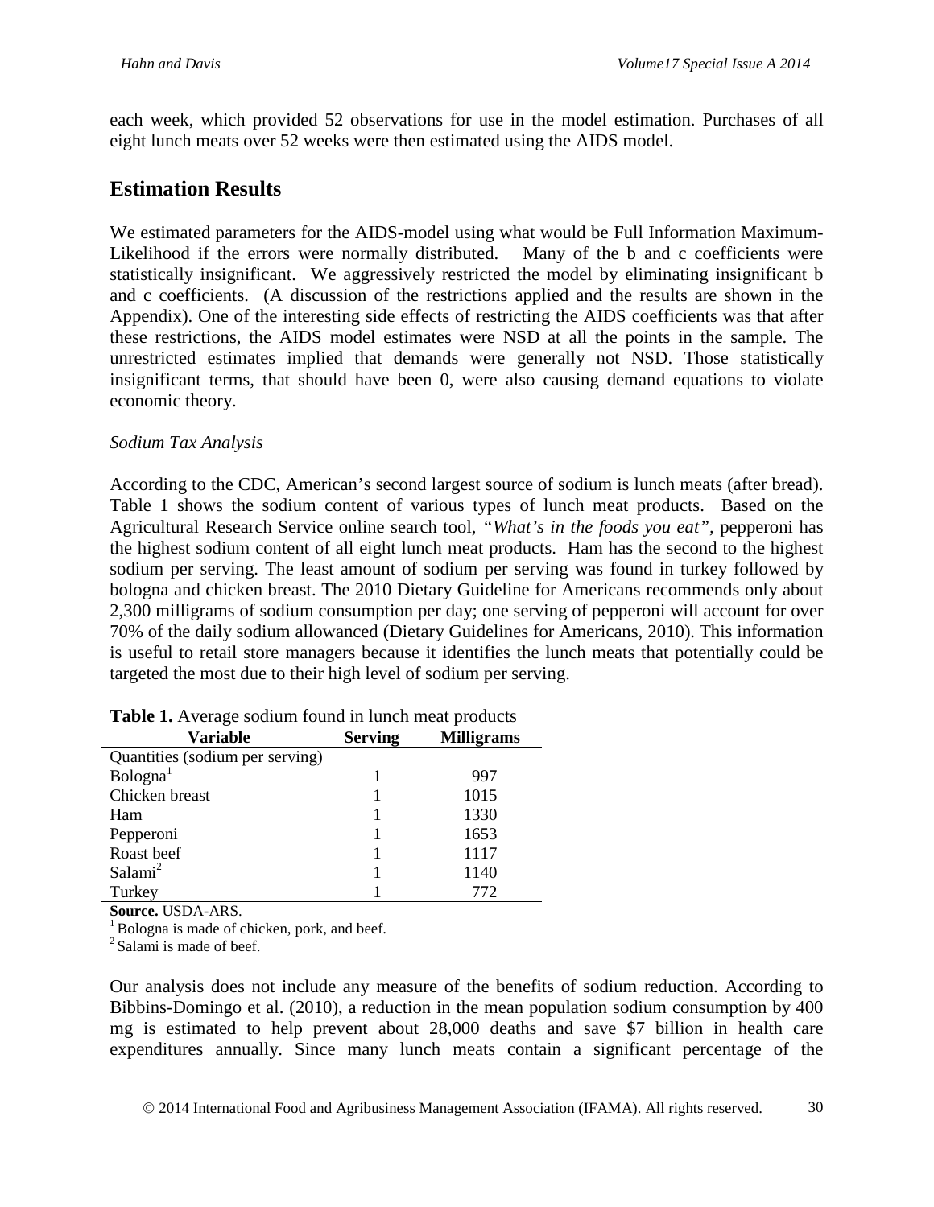each week, which provided 52 observations for use in the model estimation. Purchases of all eight lunch meats over 52 weeks were then estimated using the AIDS model.

## Estimation Results

We estimated parameters for the AIDS-model using what would be Full Information Maximum-Likelihood if the errors were normally distributed. Many of the b and c coefficients were statistically insignificant. We aggressively restricted the model by eliminating insignificant b and c coefficients. (A discussion of the restrictions applied and the results are shown in the Appendix). One of the interesting side effects of restricting the AIDS coefficients was that after these restrictions, the AIDS model estimates were NSD at all the points in the sample. The unrestricted estimates implied that demands were generally not NSD. Those statistically insignificant terms, that should have been 0, were also causing demand equations to violate economic theory.

*Sodium Tax Analysis*

According to the CDC, American's second largest source of sodium is lunch meats (after bread). Table 1 shows the sodium content of various types of lunch meat products. Based on the Agricultural Research Service online search tool, *"What's in the foods you eat"*, pepperoni has the highest sodium content of all eight lunch meat products. Ham has the second to the highest sodium per serving. The least amount of sodium per serving was found in turkey followed by bologna and chicken breast. The 2010 Dietary Guideline for Americans recommends only about 2,300 milligrams of sodium consumption per day; one serving of pepperoni will account for over 70% of the daily sodium allowanced (Dietary Guidelines for Americans, 2010). This information is useful to retail store managers because it identifies the lunch meats that potentially could be targeted the most due to their high level of sodium per serving.

**Table 1.** Average sodium found in lunch meat products

| Variable | Serving | Milligrams |
|---|---|---|
| Quantities (sodium per serving) | | |
| Bologna[1] | 1 | 997 |
| Chicken breast | 1 | 1015 |
| Ham | 1 | 1330 |
| Pepperoni | 1 | 1653 |
| Roast beef | 1 | 1117 |
| Salami[2] | 1 | 1140 |
| Turkey | 1 | 772 |

**Source.** USDA-ARS.
[1] Bologna is made of chicken, pork, and beef.
[2] Salami is made of beef.

Our analysis does not include any measure of the benefits of sodium reduction. According to Bibbins-Domingo et al. (2010), a reduction in the mean population sodium consumption by 400 mg is estimated to help prevent about 28,000 deaths and save $7 billion in health care expenditures annually. Since many lunch meats contain a significant percentage of the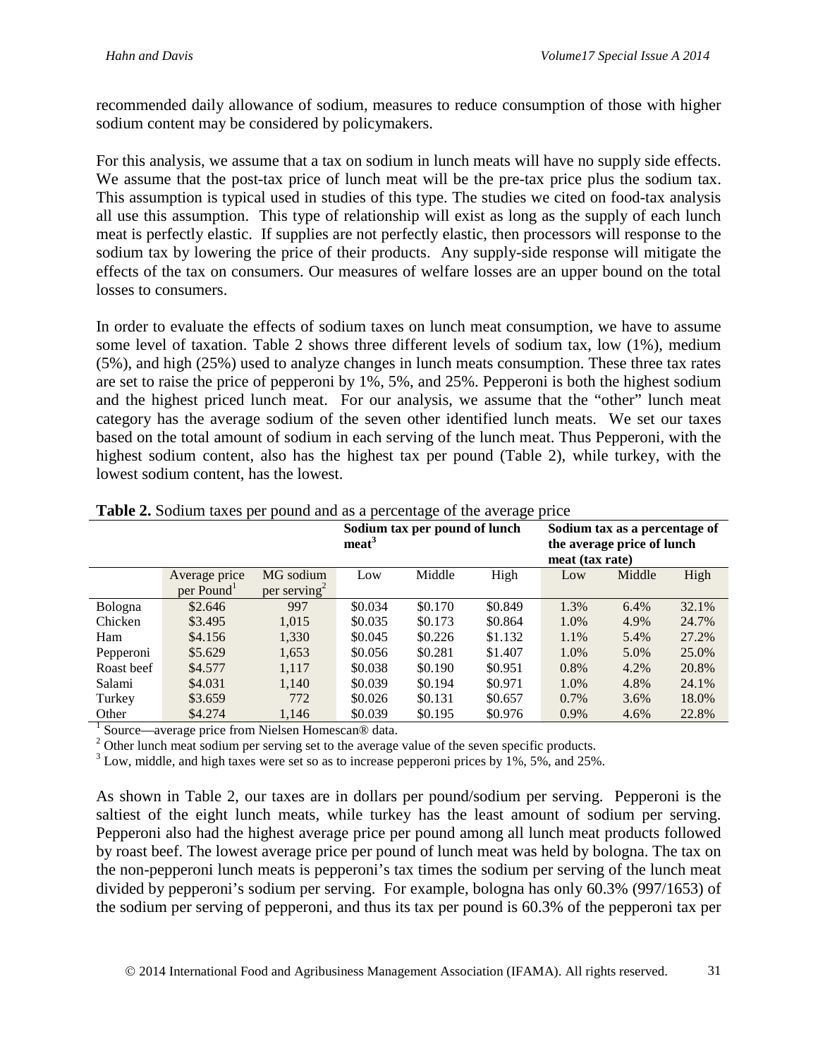recommended daily allowance of sodium, measures to reduce consumption of those with higher sodium content may be considered by policymakers.

For this analysis, we assume that a tax on sodium in lunch meats will have no supply side effects. We assume that the post-tax price of lunch meat will be the pre-tax price plus the sodium tax. This assumption is typical used in studies of this type. The studies we cited on food-tax analysis all use this assumption. This type of relationship will exist as long as the supply of each lunch meat is perfectly elastic. If supplies are not perfectly elastic, then processors will response to the sodium tax by lowering the price of their products. Any supply-side response will mitigate the effects of the tax on consumers. Our measures of welfare losses are an upper bound on the total losses to consumers.

In order to evaluate the effects of sodium taxes on lunch meat consumption, we have to assume some level of taxation. Table 2 shows three different levels of sodium tax, low (1%), medium (5%), and high (25%) used to analyze changes in lunch meats consumption. These three tax rates are set to raise the price of pepperoni by 1%, 5%, and 25%. Pepperoni is both the highest sodium and the highest priced lunch meat. For our analysis, we assume that the "other" lunch meat category has the average sodium of the seven other identified lunch meats. We set our taxes based on the total amount of sodium in each serving of the lunch meat. Thus Pepperoni, with the highest sodium content, also has the highest tax per pound (Table 2), while turkey, with the lowest sodium content, has the lowest.

**Table 2.** Sodium taxes per pound and as a percentage of the average price

| | | | **Sodium tax per pound of lunch meat**[3] | | | **Sodium tax as a percentage of the average price of lunch meat (tax rate)** | | |
|---|---|---|---|---|---|---|---|---|
| | Average price per Pound[1] | MG sodium per serving[2] | Low | Middle | High | Low | Middle | High |
| Bologna | \$2.646 | 997 | \$0.034 | \$0.170 | \$0.849 | 1.3% | 6.4% | 32.1% |
| Chicken | \$3.495 | 1,015 | \$0.035 | \$0.173 | \$0.864 | 1.0% | 4.9% | 24.7% |
| Ham | \$4.156 | 1,330 | \$0.045 | \$0.226 | \$1.132 | 1.1% | 5.4% | 27.2% |
| Pepperoni | \$5.629 | 1,653 | \$0.056 | \$0.281 | \$1.407 | 1.0% | 5.0% | 25.0% |
| Roast beef | \$4.577 | 1,117 | \$0.038 | \$0.190 | \$0.951 | 0.8% | 4.2% | 20.8% |
| Salami | \$4.031 | 1,140 | \$0.039 | \$0.194 | \$0.971 | 1.0% | 4.8% | 24.1% |
| Turkey | \$3.659 | 772 | \$0.026 | \$0.131 | \$0.657 | 0.7% | 3.6% | 18.0% |
| Other | \$4.274 | 1,146 | \$0.039 | \$0.195 | \$0.976 | 0.9% | 4.6% | 22.8% |

[1] Source—average price from Nielsen Homescan® data.
[2] Other lunch meat sodium per serving set to the average value of the seven specific products.
[3] Low, middle, and high taxes were set so as to increase pepperoni prices by 1%, 5%, and 25%.

As shown in Table 2, our taxes are in dollars per pound/sodium per serving. Pepperoni is the saltiest of the eight lunch meats, while turkey has the least amount of sodium per serving. Pepperoni also had the highest average price per pound among all lunch meat products followed by roast beef. The lowest average price per pound of lunch meat was held by bologna. The tax on the non-pepperoni lunch meats is pepperoni's tax times the sodium per serving of the lunch meat divided by pepperoni's sodium per serving. For example, bologna has only 60.3% (997/1653) of the sodium per serving of pepperoni, and thus its tax per pound is 60.3% of the pepperoni tax per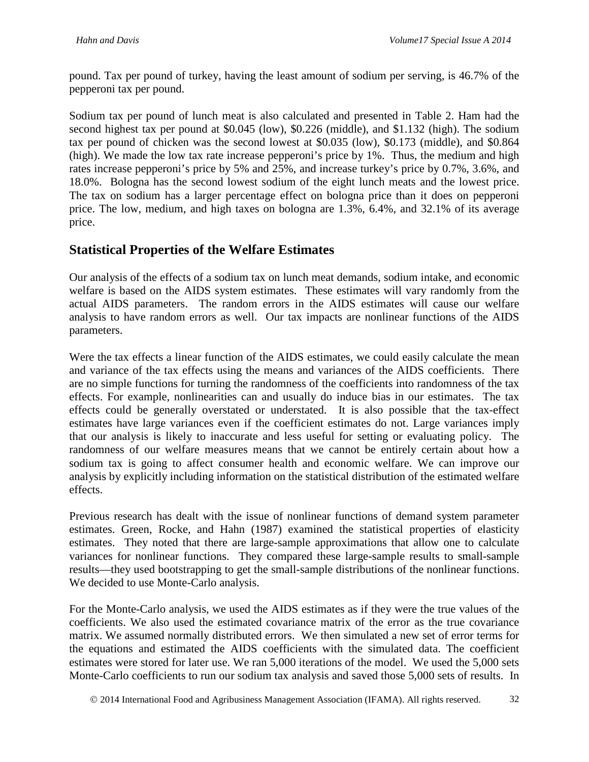pound. Tax per pound of turkey, having the least amount of sodium per serving, is 46.7% of the pepperoni tax per pound.

Sodium tax per pound of lunch meat is also calculated and presented in Table 2. Ham had the second highest tax per pound at $0.045 (low), $0.226 (middle), and $1.132 (high). The sodium tax per pound of chicken was the second lowest at $0.035 (low), $0.173 (middle), and $0.864 (high). We made the low tax rate increase pepperoni's price by 1%. Thus, the medium and high rates increase pepperoni's price by 5% and 25%, and increase turkey's price by 0.7%, 3.6%, and 18.0%. Bologna has the second lowest sodium of the eight lunch meats and the lowest price. The tax on sodium has a larger percentage effect on bologna price than it does on pepperoni price. The low, medium, and high taxes on bologna are 1.3%, 6.4%, and 32.1% of its average price.

## Statistical Properties of the Welfare Estimates

Our analysis of the effects of a sodium tax on lunch meat demands, sodium intake, and economic welfare is based on the AIDS system estimates. These estimates will vary randomly from the actual AIDS parameters. The random errors in the AIDS estimates will cause our welfare analysis to have random errors as well. Our tax impacts are nonlinear functions of the AIDS parameters.

Were the tax effects a linear function of the AIDS estimates, we could easily calculate the mean and variance of the tax effects using the means and variances of the AIDS coefficients. There are no simple functions for turning the randomness of the coefficients into randomness of the tax effects. For example, nonlinearities can and usually do induce bias in our estimates. The tax effects could be generally overstated or understated. It is also possible that the tax-effect estimates have large variances even if the coefficient estimates do not. Large variances imply that our analysis is likely to inaccurate and less useful for setting or evaluating policy. The randomness of our welfare measures means that we cannot be entirely certain about how a sodium tax is going to affect consumer health and economic welfare. We can improve our analysis by explicitly including information on the statistical distribution of the estimated welfare effects.

Previous research has dealt with the issue of nonlinear functions of demand system parameter estimates. Green, Rocke, and Hahn (1987) examined the statistical properties of elasticity estimates. They noted that there are large-sample approximations that allow one to calculate variances for nonlinear functions. They compared these large-sample results to small-sample results—they used bootstrapping to get the small-sample distributions of the nonlinear functions. We decided to use Monte-Carlo analysis.

For the Monte-Carlo analysis, we used the AIDS estimates as if they were the true values of the coefficients. We also used the estimated covariance matrix of the error as the true covariance matrix. We assumed normally distributed errors. We then simulated a new set of error terms for the equations and estimated the AIDS coefficients with the simulated data. The coefficient estimates were stored for later use. We ran 5,000 iterations of the model. We used the 5,000 sets Monte-Carlo coefficients to run our sodium tax analysis and saved those 5,000 sets of results. In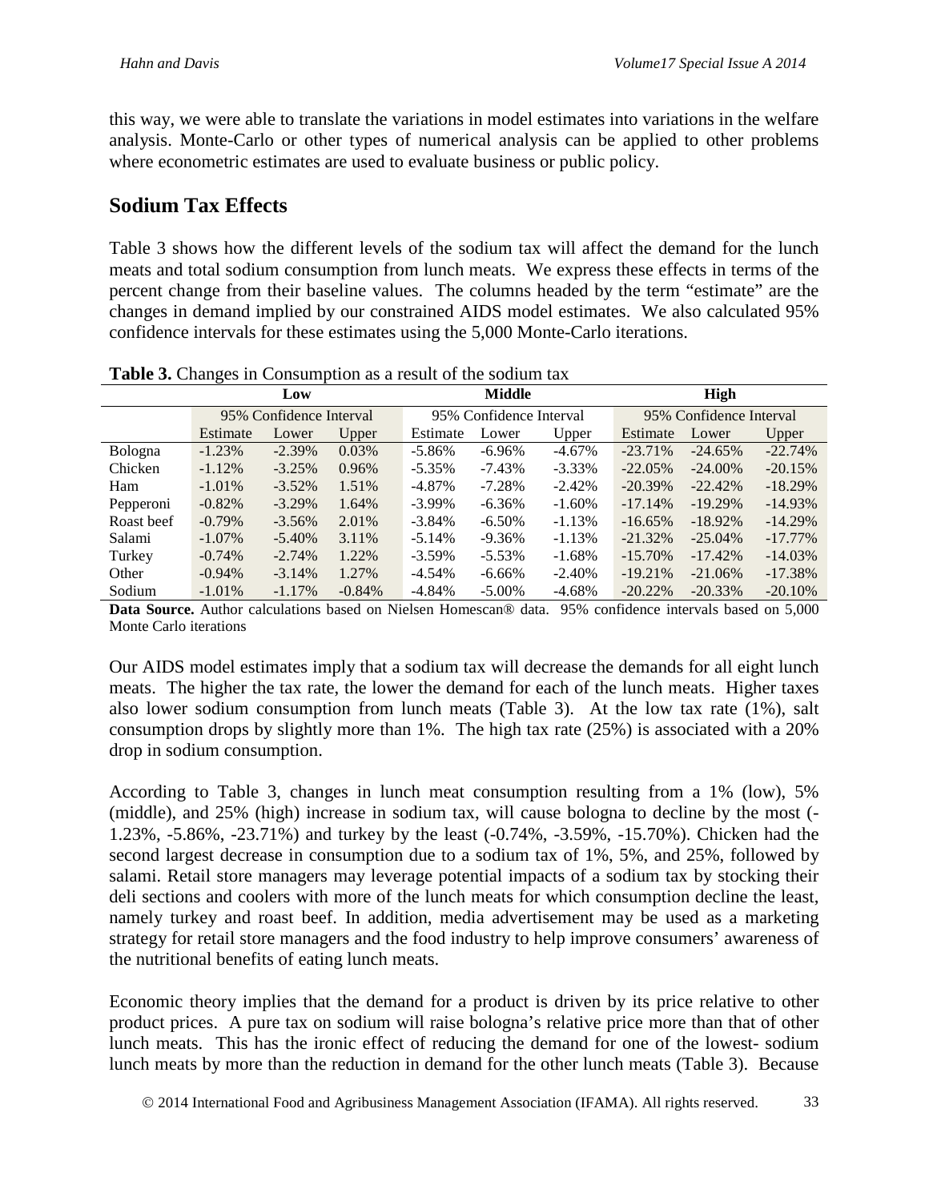this way, we were able to translate the variations in model estimates into variations in the welfare analysis. Monte-Carlo or other types of numerical analysis can be applied to other problems where econometric estimates are used to evaluate business or public policy.

## Sodium Tax Effects

Table 3 shows how the different levels of the sodium tax will affect the demand for the lunch meats and total sodium consumption from lunch meats. We express these effects in terms of the percent change from their baseline values. The columns headed by the term "estimate" are the changes in demand implied by our constrained AIDS model estimates. We also calculated 95% confidence intervals for these estimates using the 5,000 Monte-Carlo iterations.

**Table 3.** Changes in Consumption as a result of the sodium tax

| | Low | | | Middle | | | High | | |
|---|---|---|---|---|---|---|---|---|---|
| | | 95% Confidence Interval | | | 95% Confidence Interval | | | 95% Confidence Interval | |
| | Estimate | Lower | Upper | Estimate | Lower | Upper | Estimate | Lower | Upper |
| Bologna | -1.23% | -2.39% | 0.03% | -5.86% | -6.96% | -4.67% | -23.71% | -24.65% | -22.74% |
| Chicken | -1.12% | -3.25% | 0.96% | -5.35% | -7.43% | -3.33% | -22.05% | -24.00% | -20.15% |
| Ham | -1.01% | -3.52% | 1.51% | -4.87% | -7.28% | -2.42% | -20.39% | -22.42% | -18.29% |
| Pepperoni | -0.82% | -3.29% | 1.64% | -3.99% | -6.36% | -1.60% | -17.14% | -19.29% | -14.93% |
| Roast beef | -0.79% | -3.56% | 2.01% | -3.84% | -6.50% | -1.13% | -16.65% | -18.92% | -14.29% |
| Salami | -1.07% | -5.40% | 3.11% | -5.14% | -9.36% | -1.13% | -21.32% | -25.04% | -17.77% |
| Turkey | -0.74% | -2.74% | 1.22% | -3.59% | -5.53% | -1.68% | -15.70% | -17.42% | -14.03% |
| Other | -0.94% | -3.14% | 1.27% | -4.54% | -6.66% | -2.40% | -19.21% | -21.06% | -17.38% |
| Sodium | -1.01% | -1.17% | -0.84% | -4.84% | -5.00% | -4.68% | -20.22% | -20.33% | -20.10% |

**Data Source.** Author calculations based on Nielsen Homescan® data. 95% confidence intervals based on 5,000 Monte Carlo iterations

Our AIDS model estimates imply that a sodium tax will decrease the demands for all eight lunch meats. The higher the tax rate, the lower the demand for each of the lunch meats. Higher taxes also lower sodium consumption from lunch meats (Table 3). At the low tax rate (1%), salt consumption drops by slightly more than 1%. The high tax rate (25%) is associated with a 20% drop in sodium consumption.

According to Table 3, changes in lunch meat consumption resulting from a 1% (low), 5% (middle), and 25% (high) increase in sodium tax, will cause bologna to decline by the most (-1.23%, -5.86%, -23.71%) and turkey by the least (-0.74%, -3.59%, -15.70%). Chicken had the second largest decrease in consumption due to a sodium tax of 1%, 5%, and 25%, followed by salami. Retail store managers may leverage potential impacts of a sodium tax by stocking their deli sections and coolers with more of the lunch meats for which consumption decline the least, namely turkey and roast beef. In addition, media advertisement may be used as a marketing strategy for retail store managers and the food industry to help improve consumers' awareness of the nutritional benefits of eating lunch meats.

Economic theory implies that the demand for a product is driven by its price relative to other product prices. A pure tax on sodium will raise bologna's relative price more than that of other lunch meats. This has the ironic effect of reducing the demand for one of the lowest- sodium lunch meats by more than the reduction in demand for the other lunch meats (Table 3). Because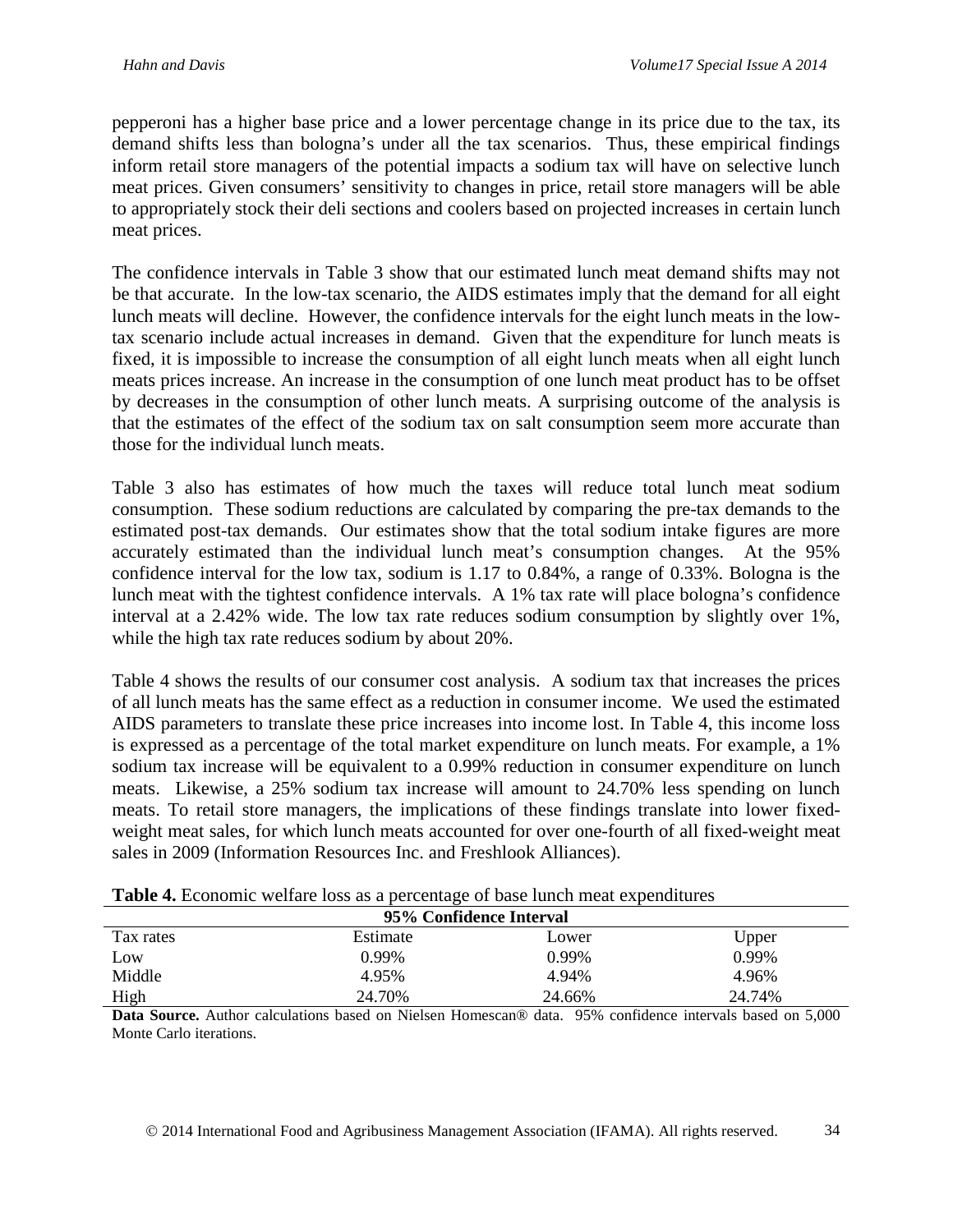pepperoni has a higher base price and a lower percentage change in its price due to the tax, its demand shifts less than bologna's under all the tax scenarios. Thus, these empirical findings inform retail store managers of the potential impacts a sodium tax will have on selective lunch meat prices. Given consumers' sensitivity to changes in price, retail store managers will be able to appropriately stock their deli sections and coolers based on projected increases in certain lunch meat prices.

The confidence intervals in Table 3 show that our estimated lunch meat demand shifts may not be that accurate. In the low-tax scenario, the AIDS estimates imply that the demand for all eight lunch meats will decline. However, the confidence intervals for the eight lunch meats in the low-tax scenario include actual increases in demand. Given that the expenditure for lunch meats is fixed, it is impossible to increase the consumption of all eight lunch meats when all eight lunch meats prices increase. An increase in the consumption of one lunch meat product has to be offset by decreases in the consumption of other lunch meats. A surprising outcome of the analysis is that the estimates of the effect of the sodium tax on salt consumption seem more accurate than those for the individual lunch meats.

Table 3 also has estimates of how much the taxes will reduce total lunch meat sodium consumption. These sodium reductions are calculated by comparing the pre-tax demands to the estimated post-tax demands. Our estimates show that the total sodium intake figures are more accurately estimated than the individual lunch meat's consumption changes. At the 95% confidence interval for the low tax, sodium is 1.17 to 0.84%, a range of 0.33%. Bologna is the lunch meat with the tightest confidence intervals. A 1% tax rate will place bologna's confidence interval at a 2.42% wide. The low tax rate reduces sodium consumption by slightly over 1%, while the high tax rate reduces sodium by about 20%.

Table 4 shows the results of our consumer cost analysis. A sodium tax that increases the prices of all lunch meats has the same effect as a reduction in consumer income. We used the estimated AIDS parameters to translate these price increases into income lost. In Table 4, this income loss is expressed as a percentage of the total market expenditure on lunch meats. For example, a 1% sodium tax increase will be equivalent to a 0.99% reduction in consumer expenditure on lunch meats. Likewise, a 25% sodium tax increase will amount to 24.70% less spending on lunch meats. To retail store managers, the implications of these findings translate into lower fixed-weight meat sales, for which lunch meats accounted for over one-fourth of all fixed-weight meat sales in 2009 (Information Resources Inc. and Freshlook Alliances).

**Table 4.** Economic welfare loss as a percentage of base lunch meat expenditures

| | | 95% Confidence Interval | |
|---|---|---|---|
| Tax rates | Estimate | Lower | Upper |
| Low | 0.99% | 0.99% | 0.99% |
| Middle | 4.95% | 4.94% | 4.96% |
| High | 24.70% | 24.66% | 24.74% |

**Data Source.** Author calculations based on Nielsen Homescan® data. 95% confidence intervals based on 5,000 Monte Carlo iterations.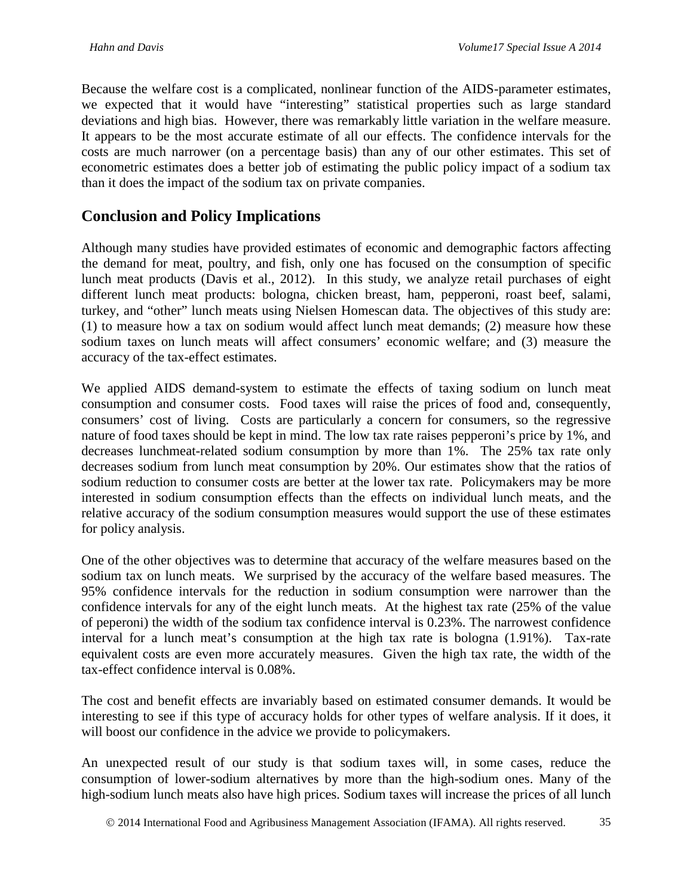Because the welfare cost is a complicated, nonlinear function of the AIDS-parameter estimates, we expected that it would have "interesting" statistical properties such as large standard deviations and high bias. However, there was remarkably little variation in the welfare measure. It appears to be the most accurate estimate of all our effects. The confidence intervals for the costs are much narrower (on a percentage basis) than any of our other estimates. This set of econometric estimates does a better job of estimating the public policy impact of a sodium tax than it does the impact of the sodium tax on private companies.

## Conclusion and Policy Implications

Although many studies have provided estimates of economic and demographic factors affecting the demand for meat, poultry, and fish, only one has focused on the consumption of specific lunch meat products (Davis et al., 2012). In this study, we analyze retail purchases of eight different lunch meat products: bologna, chicken breast, ham, pepperoni, roast beef, salami, turkey, and "other" lunch meats using Nielsen Homescan data. The objectives of this study are: (1) to measure how a tax on sodium would affect lunch meat demands; (2) measure how these sodium taxes on lunch meats will affect consumers' economic welfare; and (3) measure the accuracy of the tax-effect estimates.

We applied AIDS demand-system to estimate the effects of taxing sodium on lunch meat consumption and consumer costs. Food taxes will raise the prices of food and, consequently, consumers' cost of living. Costs are particularly a concern for consumers, so the regressive nature of food taxes should be kept in mind. The low tax rate raises pepperoni's price by 1%, and decreases lunchmeat-related sodium consumption by more than 1%. The 25% tax rate only decreases sodium from lunch meat consumption by 20%. Our estimates show that the ratios of sodium reduction to consumer costs are better at the lower tax rate. Policymakers may be more interested in sodium consumption effects than the effects on individual lunch meats, and the relative accuracy of the sodium consumption measures would support the use of these estimates for policy analysis.

One of the other objectives was to determine that accuracy of the welfare measures based on the sodium tax on lunch meats. We surprised by the accuracy of the welfare based measures. The 95% confidence intervals for the reduction in sodium consumption were narrower than the confidence intervals for any of the eight lunch meats. At the highest tax rate (25% of the value of peperoni) the width of the sodium tax confidence interval is 0.23%. The narrowest confidence interval for a lunch meat's consumption at the high tax rate is bologna (1.91%). Tax-rate equivalent costs are even more accurately measures. Given the high tax rate, the width of the tax-effect confidence interval is 0.08%.

The cost and benefit effects are invariably based on estimated consumer demands. It would be interesting to see if this type of accuracy holds for other types of welfare analysis. If it does, it will boost our confidence in the advice we provide to policymakers.

An unexpected result of our study is that sodium taxes will, in some cases, reduce the consumption of lower-sodium alternatives by more than the high-sodium ones. Many of the high-sodium lunch meats also have high prices. Sodium taxes will increase the prices of all lunch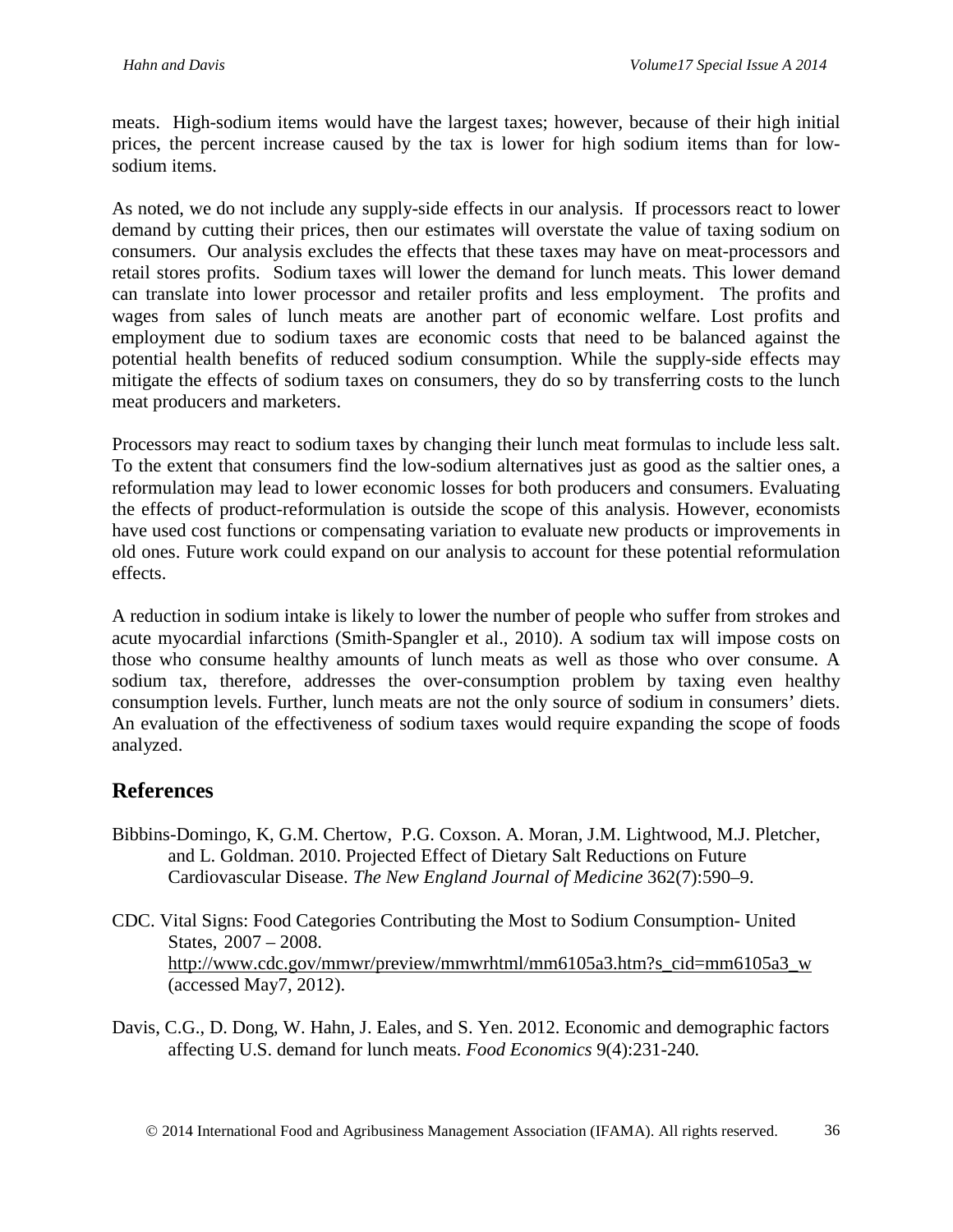meats. High-sodium items would have the largest taxes; however, because of their high initial prices, the percent increase caused by the tax is lower for high sodium items than for low-sodium items.

As noted, we do not include any supply-side effects in our analysis. If processors react to lower demand by cutting their prices, then our estimates will overstate the value of taxing sodium on consumers. Our analysis excludes the effects that these taxes may have on meat-processors and retail stores profits. Sodium taxes will lower the demand for lunch meats. This lower demand can translate into lower processor and retailer profits and less employment. The profits and wages from sales of lunch meats are another part of economic welfare. Lost profits and employment due to sodium taxes are economic costs that need to be balanced against the potential health benefits of reduced sodium consumption. While the supply-side effects may mitigate the effects of sodium taxes on consumers, they do so by transferring costs to the lunch meat producers and marketers.

Processors may react to sodium taxes by changing their lunch meat formulas to include less salt. To the extent that consumers find the low-sodium alternatives just as good as the saltier ones, a reformulation may lead to lower economic losses for both producers and consumers. Evaluating the effects of product-reformulation is outside the scope of this analysis. However, economists have used cost functions or compensating variation to evaluate new products or improvements in old ones. Future work could expand on our analysis to account for these potential reformulation effects.

A reduction in sodium intake is likely to lower the number of people who suffer from strokes and acute myocardial infarctions (Smith-Spangler et al., 2010). A sodium tax will impose costs on those who consume healthy amounts of lunch meats as well as those who over consume. A sodium tax, therefore, addresses the over-consumption problem by taxing even healthy consumption levels. Further, lunch meats are not the only source of sodium in consumers' diets. An evaluation of the effectiveness of sodium taxes would require expanding the scope of foods analyzed.

## References

Bibbins-Domingo, K, G.M. Chertow, P.G. Coxson. A. Moran, J.M. Lightwood, M.J. Pletcher, and L. Goldman. 2010. Projected Effect of Dietary Salt Reductions on Future Cardiovascular Disease. *The New England Journal of Medicine* 362(7):590–9.

CDC. Vital Signs: Food Categories Contributing the Most to Sodium Consumption- United States, 2007 – 2008. http://www.cdc.gov/mmwr/preview/mmwrhtml/mm6105a3.htm?s_cid=mm6105a3_w (accessed May7, 2012).

Davis, C.G., D. Dong, W. Hahn, J. Eales, and S. Yen. 2012. Economic and demographic factors affecting U.S. demand for lunch meats. *Food Economics* 9(4):231-240.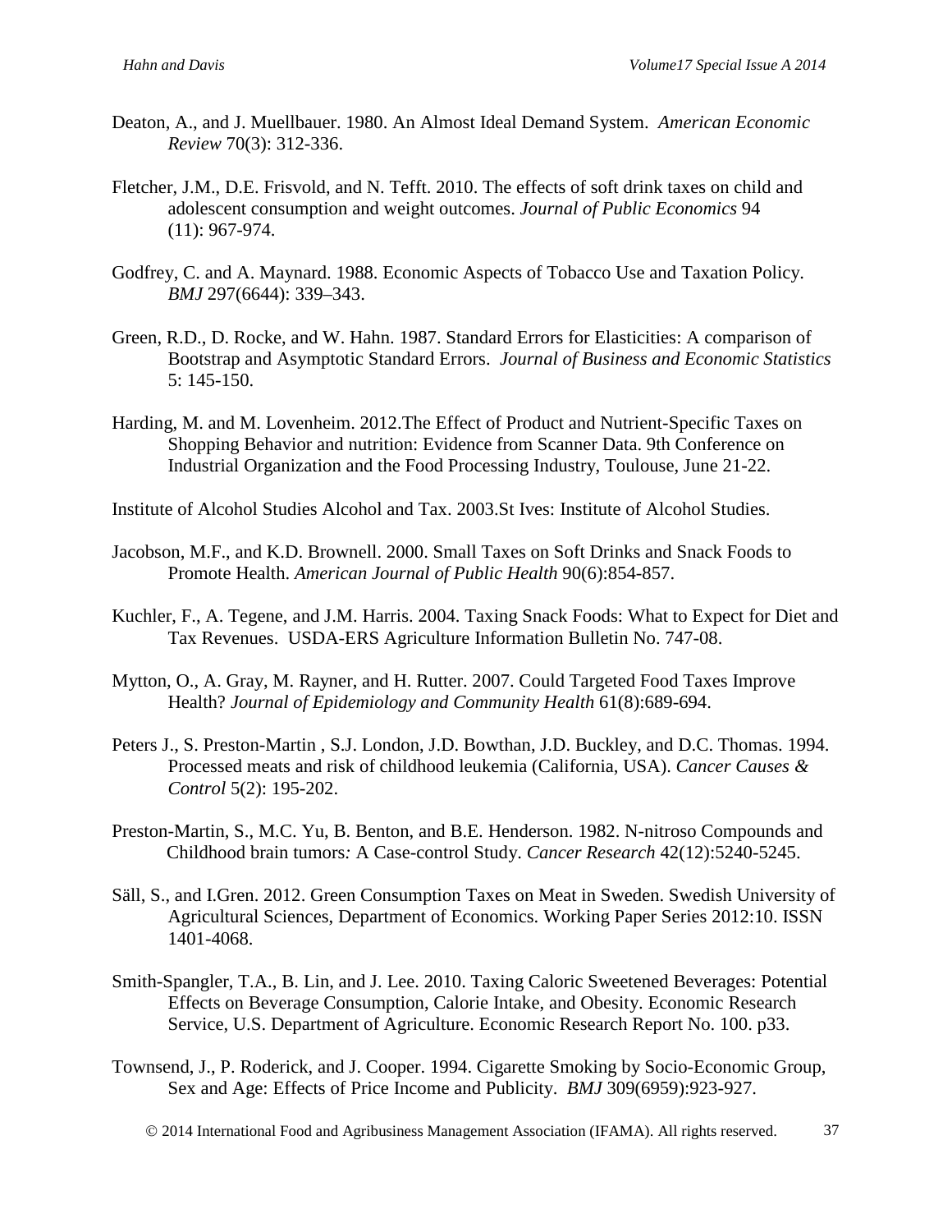Deaton, A., and J. Muellbauer. 1980. An Almost Ideal Demand System. *American Economic Review* 70(3): 312-336.

Fletcher, J.M., D.E. Frisvold, and N. Tefft. 2010. The effects of soft drink taxes on child and adolescent consumption and weight outcomes. *Journal of Public Economics* 94 (11): 967-974.

Godfrey, C. and A. Maynard. 1988. Economic Aspects of Tobacco Use and Taxation Policy. *BMJ* 297(6644): 339–343.

Green, R.D., D. Rocke, and W. Hahn. 1987. Standard Errors for Elasticities: A comparison of Bootstrap and Asymptotic Standard Errors. *Journal of Business and Economic Statistics* 5: 145-150.

Harding, M. and M. Lovenheim. 2012.The Effect of Product and Nutrient-Specific Taxes on Shopping Behavior and nutrition: Evidence from Scanner Data. 9th Conference on Industrial Organization and the Food Processing Industry, Toulouse, June 21-22.

Institute of Alcohol Studies Alcohol and Tax. 2003.St Ives: Institute of Alcohol Studies.

Jacobson, M.F., and K.D. Brownell. 2000. Small Taxes on Soft Drinks and Snack Foods to Promote Health. *American Journal of Public Health* 90(6):854-857.

Kuchler, F., A. Tegene, and J.M. Harris. 2004. Taxing Snack Foods: What to Expect for Diet and Tax Revenues. USDA-ERS Agriculture Information Bulletin No. 747-08.

Mytton, O., A. Gray, M. Rayner, and H. Rutter. 2007. Could Targeted Food Taxes Improve Health? *Journal of Epidemiology and Community Health* 61(8):689-694.

Peters J., S. Preston-Martin , S.J. London, J.D. Bowthan, J.D. Buckley, and D.C. Thomas. 1994. Processed meats and risk of childhood leukemia (California, USA). *Cancer Causes & Control* 5(2): 195-202.

Preston-Martin, S., M.C. Yu, B. Benton, and B.E. Henderson. 1982. N-nitroso Compounds and Childhood brain tumors*:* A Case-control Study. *Cancer Research* 42(12):5240-5245.

Säll, S., and I.Gren. 2012. Green Consumption Taxes on Meat in Sweden. Swedish University of Agricultural Sciences, Department of Economics. Working Paper Series 2012:10. ISSN 1401-4068.

Smith-Spangler, T.A., B. Lin, and J. Lee. 2010. Taxing Caloric Sweetened Beverages: Potential Effects on Beverage Consumption, Calorie Intake, and Obesity. Economic Research Service, U.S. Department of Agriculture. Economic Research Report No. 100. p33.

Townsend, J., P. Roderick, and J. Cooper. 1994. Cigarette Smoking by Socio-Economic Group, Sex and Age: Effects of Price Income and Publicity. *BMJ* 309(6959):923-927.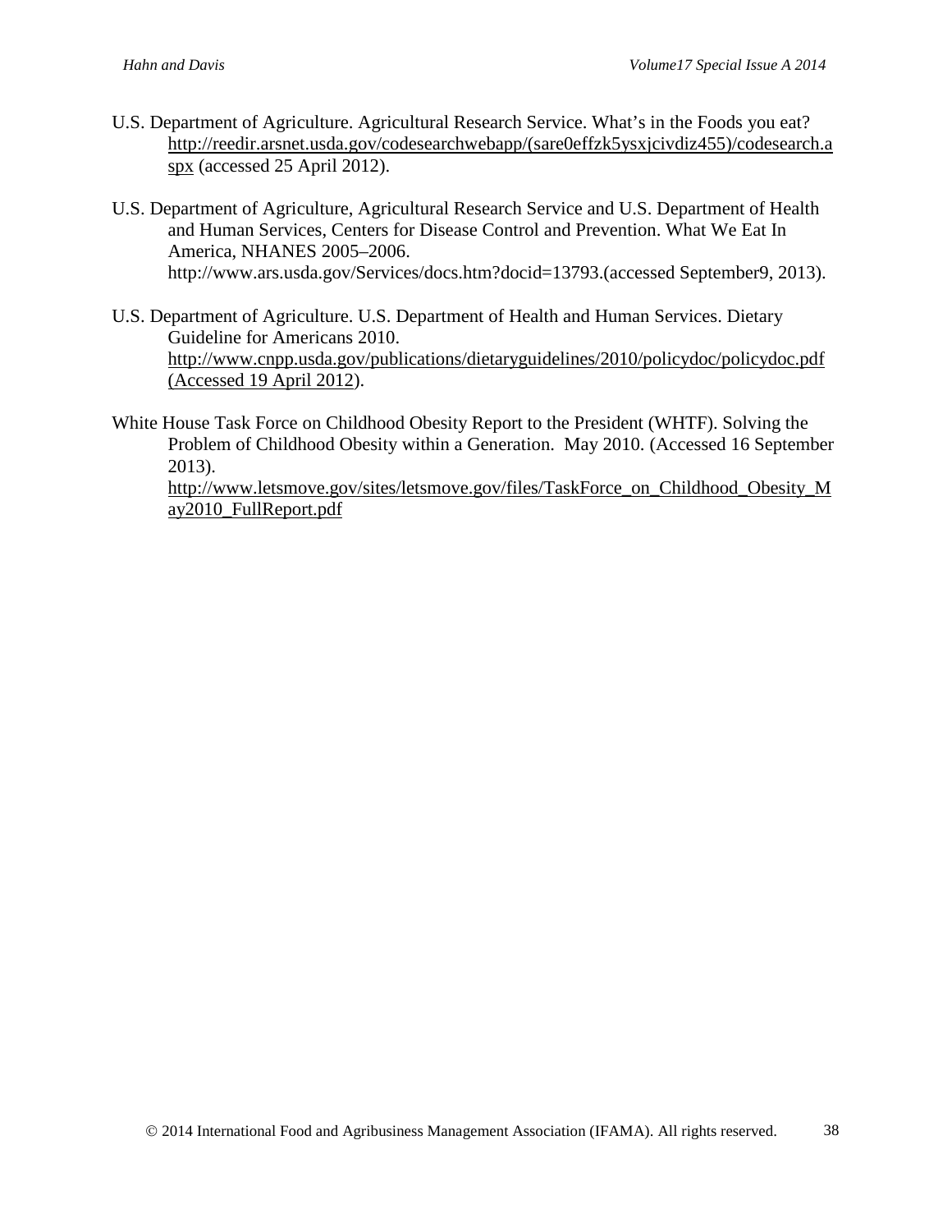U.S. Department of Agriculture. Agricultural Research Service. What's in the Foods you eat? http://reedir.arsnet.usda.gov/codesearchwebapp/(sare0effzk5ysxjcivdiz455)/codesearch.aspx (accessed 25 April 2012).

U.S. Department of Agriculture, Agricultural Research Service and U.S. Department of Health and Human Services, Centers for Disease Control and Prevention. What We Eat In America, NHANES 2005–2006. http://www.ars.usda.gov/Services/docs.htm?docid=13793.(accessed September9, 2013).

U.S. Department of Agriculture. U.S. Department of Health and Human Services. Dietary Guideline for Americans 2010. http://www.cnpp.usda.gov/publications/dietaryguidelines/2010/policydoc/policydoc.pdf (Accessed 19 April 2012).

White House Task Force on Childhood Obesity Report to the President (WHTF). Solving the Problem of Childhood Obesity within a Generation. May 2010. (Accessed 16 September 2013). http://www.letsmove.gov/sites/letsmove.gov/files/TaskForce_on_Childhood_Obesity_May2010_FullReport.pdf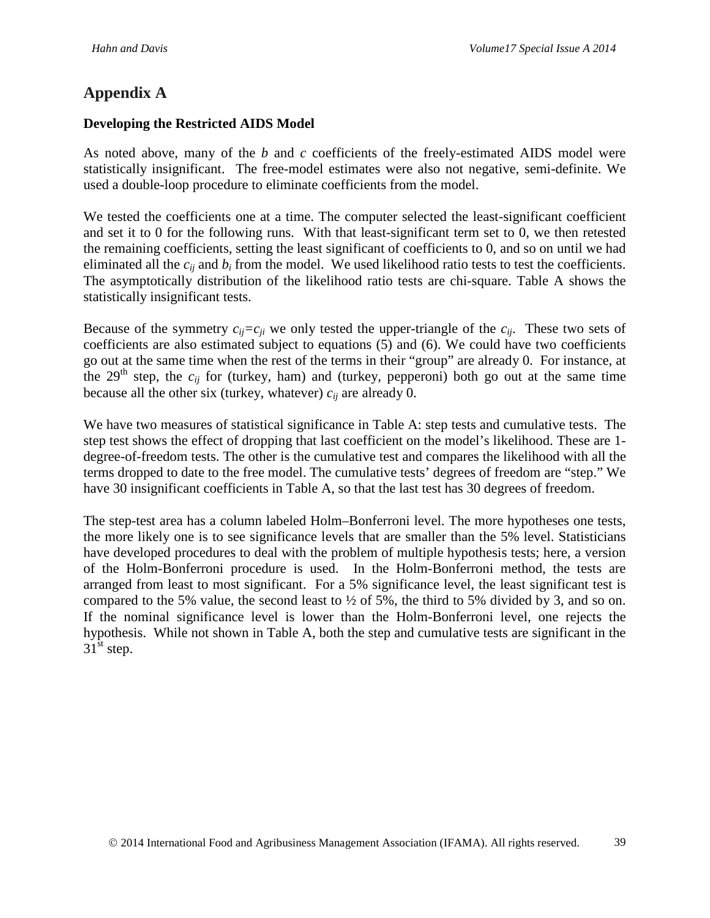## Appendix A

### Developing the Restricted AIDS Model

As noted above, many of the *b* and *c* coefficients of the freely-estimated AIDS model were statistically insignificant. The free-model estimates were also not negative, semi-definite. We used a double-loop procedure to eliminate coefficients from the model.

We tested the coefficients one at a time. The computer selected the least-significant coefficient and set it to 0 for the following runs. With that least-significant term set to 0, we then retested the remaining coefficients, setting the least significant of coefficients to 0, and so on until we had eliminated all the $c_{ij}$ and $b_i$ from the model. We used likelihood ratio tests to test the coefficients. The asymptotically distribution of the likelihood ratio tests are chi-square. Table A shows the statistically insignificant tests.

Because of the symmetry $c_{ij}=c_{ji}$ we only tested the upper-triangle of the $c_{ij}$. These two sets of coefficients are also estimated subject to equations (5) and (6). We could have two coefficients go out at the same time when the rest of the terms in their "group" are already 0. For instance, at the 29th step, the $c_{ij}$ for (turkey, ham) and (turkey, pepperoni) both go out at the same time because all the other six (turkey, whatever) $c_{ij}$ are already 0.

We have two measures of statistical significance in Table A: step tests and cumulative tests. The step test shows the effect of dropping that last coefficient on the model's likelihood. These are 1-degree-of-freedom tests. The other is the cumulative test and compares the likelihood with all the terms dropped to date to the free model. The cumulative tests' degrees of freedom are "step." We have 30 insignificant coefficients in Table A, so that the last test has 30 degrees of freedom.

The step-test area has a column labeled Holm–Bonferroni level. The more hypotheses one tests, the more likely one is to see significance levels that are smaller than the 5% level. Statisticians have developed procedures to deal with the problem of multiple hypothesis tests; here, a version of the Holm-Bonferroni procedure is used. In the Holm-Bonferroni method, the tests are arranged from least to most significant. For a 5% significance level, the least significant test is compared to the 5% value, the second least to ½ of 5%, the third to 5% divided by 3, and so on. If the nominal significance level is lower than the Holm-Bonferroni level, one rejects the hypothesis. While not shown in Table A, both the step and cumulative tests are significant in the 31st step.